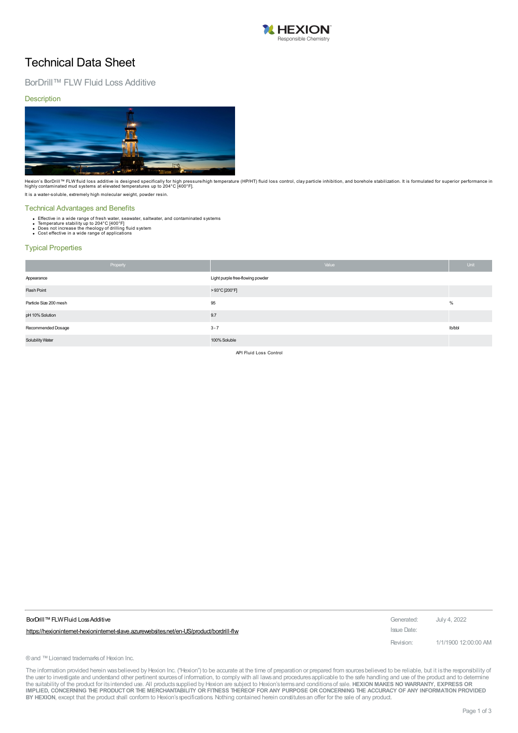# Technical Data Sheet

## BorDrill™ FLW Fluid Loss Additive

### Description

Hexion's BorDrill™ FLW fluid loss additive is designed specifically for high pressure/high temperature (HP/HT) fluid loss control, clay particle inhibition, and borehole stabilization. It is formulated for superior performance in highly contaminated mud systems at elevated temperatures up to 204°C [400°F].

It is a water-soluble, extremely high molecular weight, powder resin.

### Technical Advantages and Benefits

- Effective in a wide range of fresh water, seawater, saltwater, and contaminated systems
- Temperature stability up to 204°C [400°F]
- Does not increase the rheology of drilling fluid system
- Cost effective in a wide range of applications

### Typical Properties

| Property | Value | Unit |
|---|---|---|
| Appearance | Light purple free-flowing powder | |
| Flash Point | > 93°C [200°F] | |
| Particle Size 200 mesh | 95 | % |
| pH 10% Solution | 9.7 | |
| Recommended Dosage | 3 - 7 | lb/bbl |
| Solubility Water | 100% Soluble | |

API Fluid Loss Control

BorDrill™ FLW Fluid Loss Additive

https://hexioninternet-hexioninternet-slave.azurewebsites.net/en-US/product/bordrill-flw

Generated: July 4, 2022

Issue Date:

Revision: 1/1/1900 12:00:00 AM

® and ™ Licensed trademarks of Hexion Inc.

The information provided herein was believed by Hexion Inc. ("Hexion") to be accurate at the time of preparation or prepared from sources believed to be reliable, but it is the responsibility of the user to investigate and understand other pertinent sources of information, to comply with all laws and procedures applicable to the safe handling and use of the product and to determine the suitability of the product for its intended use. All products supplied by Hexion are subject to Hexion's terms and conditions of sale. **HEXION MAKES NO WARRANTY, EXPRESS OR IMPLIED, CONCERNING THE PRODUCT OR THE MERCHANTABILITY OR FITNESS THEREOF FOR ANY PURPOSE OR CONCERNING THE ACCURACY OF ANY INFORMATION PROVIDED BY HEXION**, except that the product shall conform to Hexion's specifications. Nothing contained herein constitutes an offer for the sale of any product.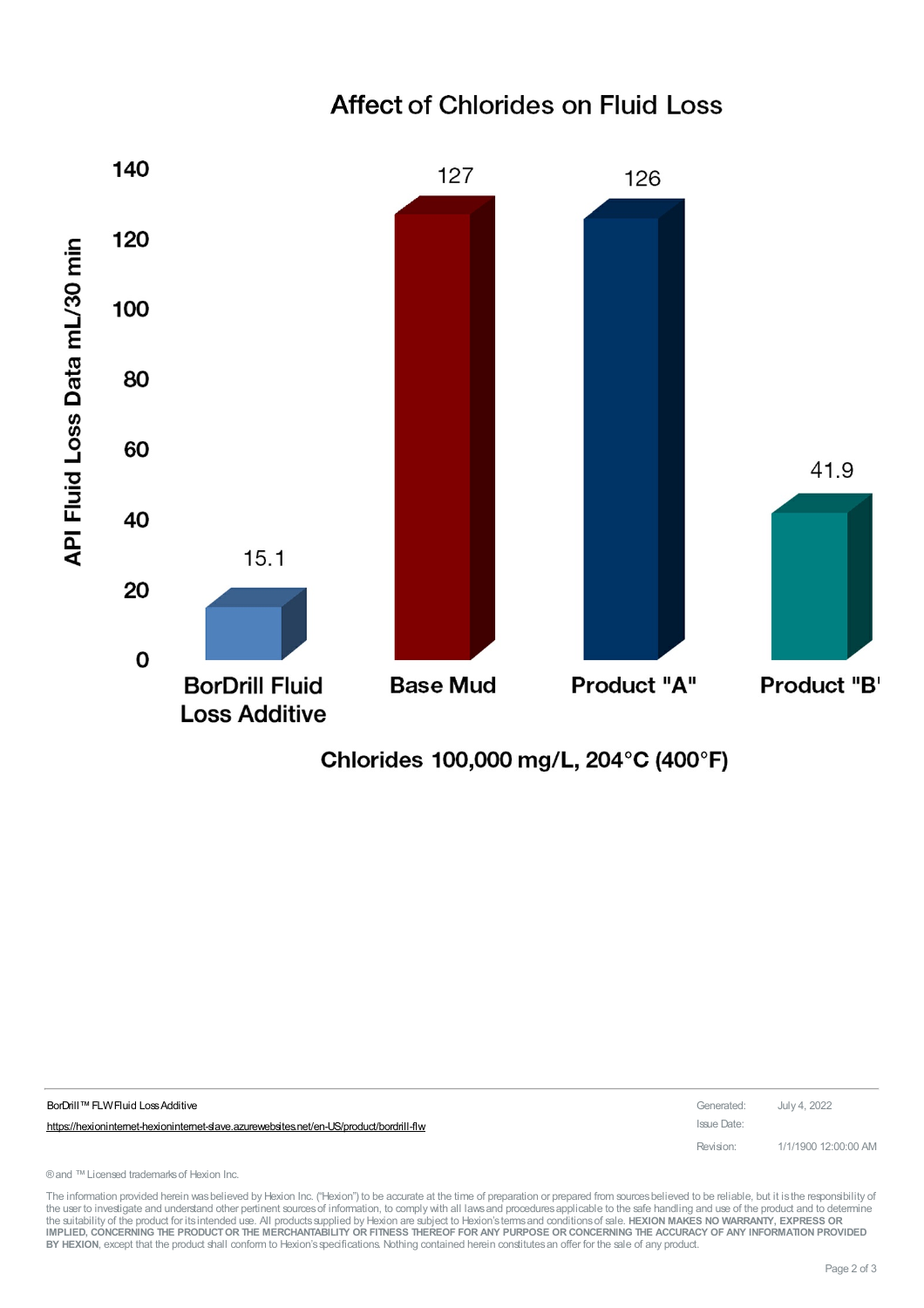## Affect of Chlorides on Fluid Loss

| Chlorides 100,000 mg/L, 204°C (400°F) | API Fluid Loss Data mL/30 min |
| --- | --- |
| BorDrill Fluid Loss Additive | 15.1 |
| Base Mud | 127 |
| Product "A" | 126 |
| Product "B" | 41.9 |

BorDrill™ FLW Fluid Loss Additive

https://hexioninternet-hexioninternet-slave.azurewebsites.net/en-US/product/bordrill-flw

Generated: July 4, 2022

Issue Date:

Revision: 1/1/1900 12:00:00 AM

® and ™ Licensed trademarks of Hexion Inc.

The information provided herein was believed by Hexion Inc. ("Hexion") to be accurate at the time of preparation or prepared from sources believed to be reliable, but it is the responsibility of the user to investigate and understand other pertinent sources of information, to comply with all laws and procedures applicable to the safe handling and use of the product and to determine the suitability of the product for its intended use. All products supplied by Hexion are subject to Hexion's terms and conditions of sale. **HEXION MAKES NO WARRANTY, EXPRESS OR IMPLIED, CONCERNING THE PRODUCT OR THE MERCHANTABILITY OR FITNESS THEREOF FOR ANY PURPOSE OR CONCERNING THE ACCURACY OF ANY INFORMATION PROVIDED BY HEXION**, except that the product shall conform to Hexion's specifications. Nothing contained herein constitutes an offer for the sale of any product.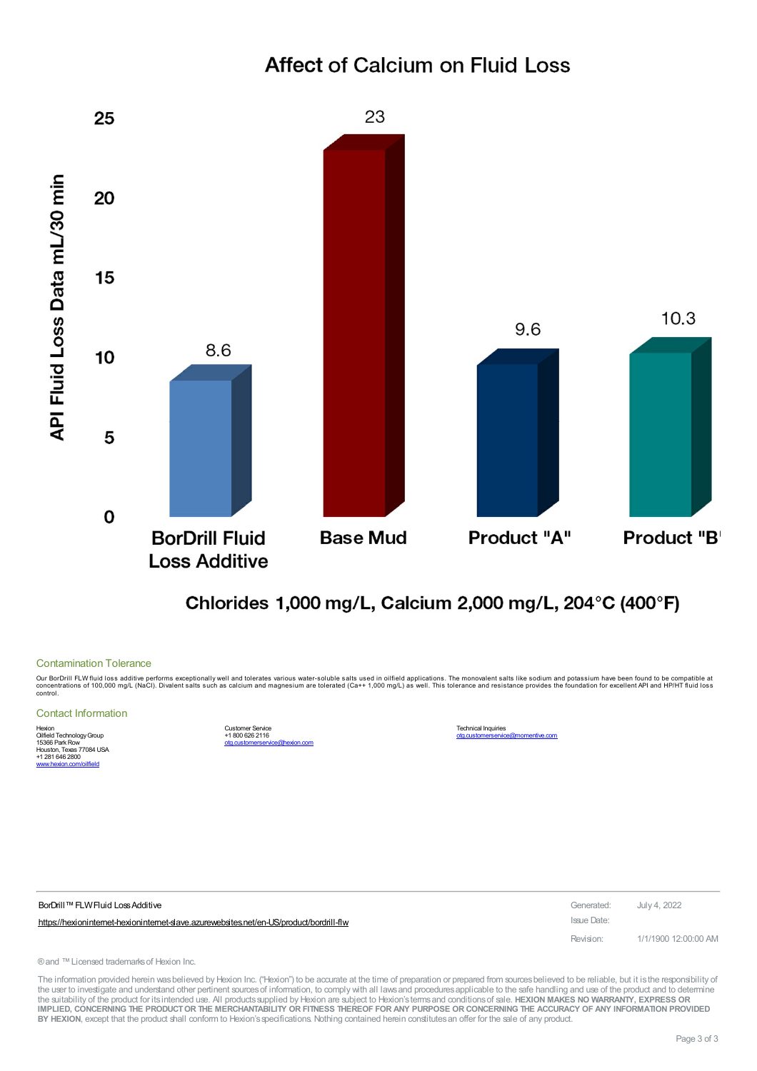Affect of Calcium on Fluid Loss

API Fluid Loss Data mL/30 min

25
20
15
10
5
0

8.6
23
9.6
10.3

BorDrill Fluid Loss Additive
Base Mud
Product "A"
Product "B"

Chlorides 1,000 mg/L, Calcium 2,000 mg/L, 204°C (400°F)

## Contamination Tolerance

Our BorDrill FLW fluid loss additive performs exceptionally well and tolerates various water-soluble salts used in oilfield applications. The monovalent salts like sodium and potassium have been found to be compatible at concentrations of 100,000 mg/L (NaCl). Divalent salts such as calcium and magnesium are tolerated ($Ca^{++}$ 1,000 mg/L) as well. This tolerance and resistance provides the foundation for excellent API and HP/HT fluid loss control.

## Contact Information

Hexion
Oilfield Technology Group
15366 Park Row
Houston, Texas 77084 USA
+1 281 646 2800
www.hexion.com/oilfield

Customer Service
+1 800 626 2116
otg.customerservice@hexion.com

Technical Inquiries
otg.customerservice@momentive.com

BorDrill™ FLW Fluid Loss Additive
https://hexioninternet-hexioninternet-slave.azurewebsites.net/en-US/product/bordrill-flw

Generated: July 4, 2022
Issue Date:
Revision: 1/1/1900 12:00:00 AM

® and ™ Licensed trademarks of Hexion Inc.

The information provided herein was believed by Hexion Inc. ("Hexion") to be accurate at the time of preparation or prepared from sources believed to be reliable, but it is the responsibility of the user to investigate and understand other pertinent sources of information, to comply with all laws and procedures applicable to the safe handling and use of the product and to determine the suitability of the product for its intended use. All products supplied by Hexion are subject to Hexion's terms and conditions of sale. **HEXION MAKES NO WARRANTY, EXPRESS OR IMPLIED, CONCERNING THE PRODUCT OR THE MERCHANTABILITY OR FITNESS THEREOF FOR ANY PURPOSE OR CONCERNING THE ACCURACY OF ANY INFORMATION PROVIDED BY HEXION**, except that the product shall conform to Hexion's specifications. Nothing contained herein constitutes an offer for the sale of any product.